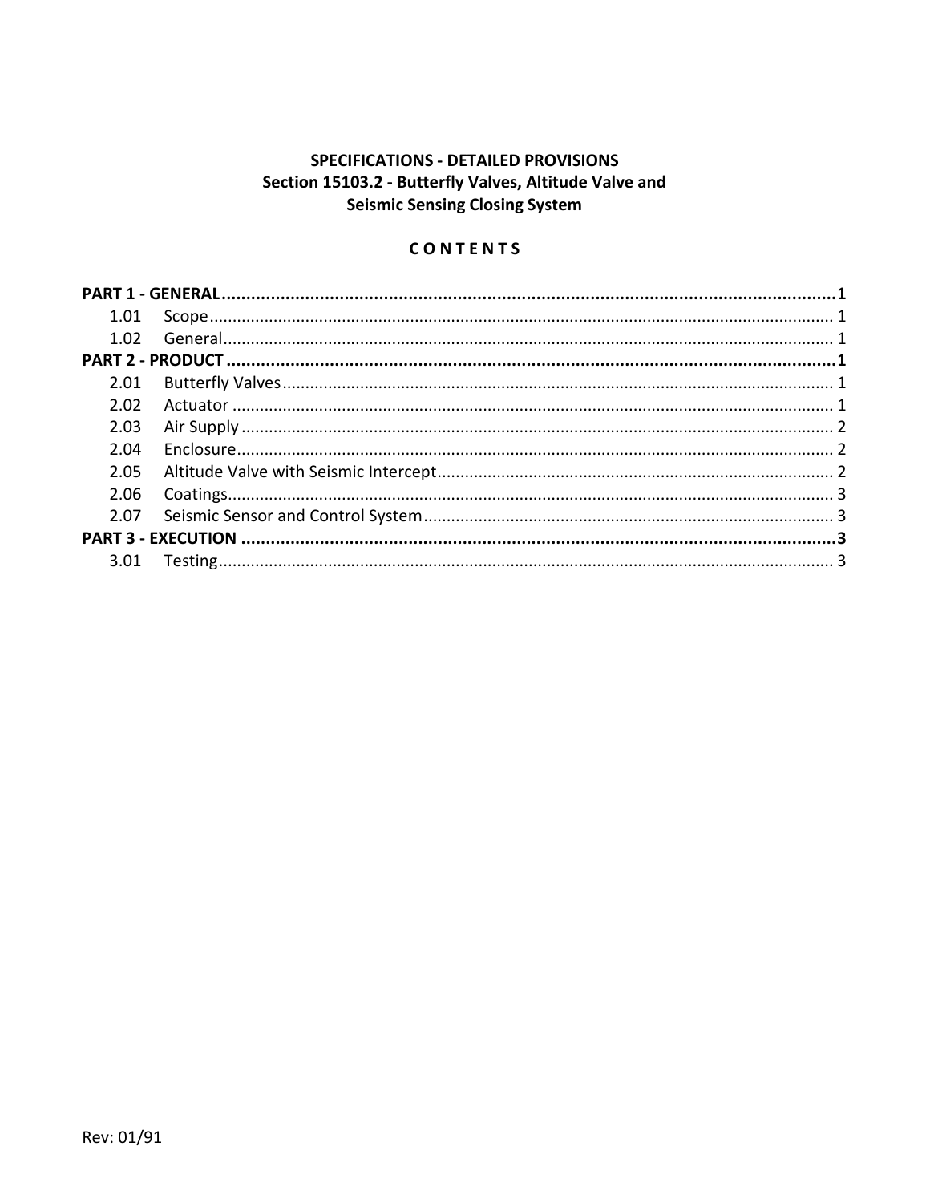**SPECIFICATIONS - DETAILED PROVISIONS**
**Section 15103.2 - Butterfly Valves, Altitude Valve and Seismic Sensing Closing System**

**C O N T E N T S**

| | | |
|---|---|---|
| **PART 1 - GENERAL** | | **1** |
| 1.01 | Scope | 1 |
| 1.02 | General | 1 |
| **PART 2 - PRODUCT** | | **1** |
| 2.01 | Butterfly Valves | 1 |
| 2.02 | Actuator | 1 |
| 2.03 | Air Supply | 2 |
| 2.04 | Enclosure | 2 |
| 2.05 | Altitude Valve with Seismic Intercept | 2 |
| 2.06 | Coatings | 3 |
| 2.07 | Seismic Sensor and Control System | 3 |
| **PART 3 - EXECUTION** | | **3** |
| 3.01 | Testing | 3 |

Rev: 01/91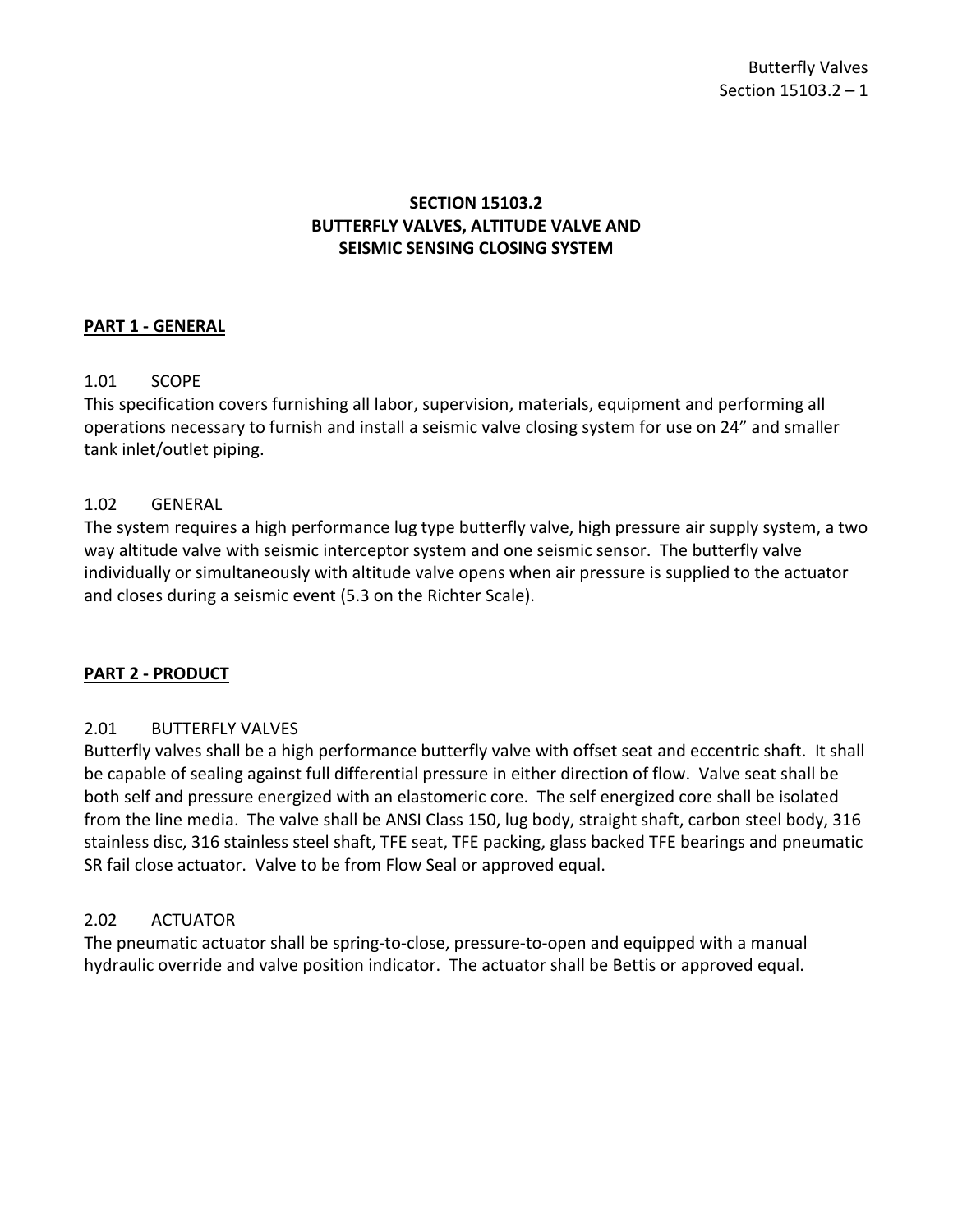# SECTION 15103.2
# BUTTERFLY VALVES, ALTITUDE VALVE AND SEISMIC SENSING CLOSING SYSTEM

## PART 1 - GENERAL

### 1.01 SCOPE

This specification covers furnishing all labor, supervision, materials, equipment and performing all operations necessary to furnish and install a seismic valve closing system for use on 24" and smaller tank inlet/outlet piping.

### 1.02 GENERAL

The system requires a high performance lug type butterfly valve, high pressure air supply system, a two way altitude valve with seismic interceptor system and one seismic sensor. The butterfly valve individually or simultaneously with altitude valve opens when air pressure is supplied to the actuator and closes during a seismic event (5.3 on the Richter Scale).

## PART 2 - PRODUCT

### 2.01 BUTTERFLY VALVES

Butterfly valves shall be a high performance butterfly valve with offset seat and eccentric shaft. It shall be capable of sealing against full differential pressure in either direction of flow. Valve seat shall be both self and pressure energized with an elastomeric core. The self energized core shall be isolated from the line media. The valve shall be ANSI Class 150, lug body, straight shaft, carbon steel body, 316 stainless disc, 316 stainless steel shaft, TFE seat, TFE packing, glass backed TFE bearings and pneumatic SR fail close actuator. Valve to be from Flow Seal or approved equal.

### 2.02 ACTUATOR

The pneumatic actuator shall be spring-to-close, pressure-to-open and equipped with a manual hydraulic override and valve position indicator. The actuator shall be Bettis or approved equal.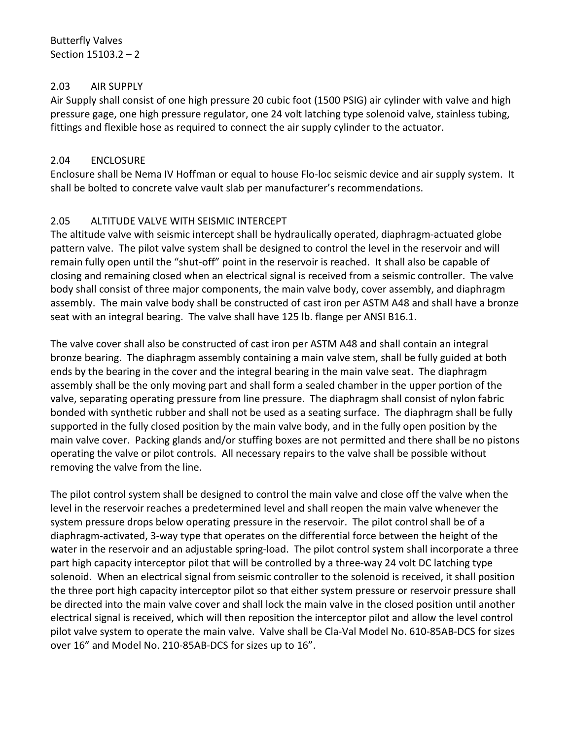### 2.03 AIR SUPPLY

Air Supply shall consist of one high pressure 20 cubic foot (1500 PSIG) air cylinder with valve and high pressure gage, one high pressure regulator, one 24 volt latching type solenoid valve, stainless tubing, fittings and flexible hose as required to connect the air supply cylinder to the actuator.

### 2.04 ENCLOSURE

Enclosure shall be Nema IV Hoffman or equal to house Flo-loc seismic device and air supply system. It shall be bolted to concrete valve vault slab per manufacturer's recommendations.

### 2.05 ALTITUDE VALVE WITH SEISMIC INTERCEPT

The altitude valve with seismic intercept shall be hydraulically operated, diaphragm-actuated globe pattern valve. The pilot valve system shall be designed to control the level in the reservoir and will remain fully open until the "shut-off" point in the reservoir is reached. It shall also be capable of closing and remaining closed when an electrical signal is received from a seismic controller. The valve body shall consist of three major components, the main valve body, cover assembly, and diaphragm assembly. The main valve body shall be constructed of cast iron per ASTM A48 and shall have a bronze seat with an integral bearing. The valve shall have 125 lb. flange per ANSI B16.1.

The valve cover shall also be constructed of cast iron per ASTM A48 and shall contain an integral bronze bearing. The diaphragm assembly containing a main valve stem, shall be fully guided at both ends by the bearing in the cover and the integral bearing in the main valve seat. The diaphragm assembly shall be the only moving part and shall form a sealed chamber in the upper portion of the valve, separating operating pressure from line pressure. The diaphragm shall consist of nylon fabric bonded with synthetic rubber and shall not be used as a seating surface. The diaphragm shall be fully supported in the fully closed position by the main valve body, and in the fully open position by the main valve cover. Packing glands and/or stuffing boxes are not permitted and there shall be no pistons operating the valve or pilot controls. All necessary repairs to the valve shall be possible without removing the valve from the line.

The pilot control system shall be designed to control the main valve and close off the valve when the level in the reservoir reaches a predetermined level and shall reopen the main valve whenever the system pressure drops below operating pressure in the reservoir. The pilot control shall be of a diaphragm-activated, 3-way type that operates on the differential force between the height of the water in the reservoir and an adjustable spring-load. The pilot control system shall incorporate a three part high capacity interceptor pilot that will be controlled by a three-way 24 volt DC latching type solenoid. When an electrical signal from seismic controller to the solenoid is received, it shall position the three port high capacity interceptor pilot so that either system pressure or reservoir pressure shall be directed into the main valve cover and shall lock the main valve in the closed position until another electrical signal is received, which will then reposition the interceptor pilot and allow the level control pilot valve system to operate the main valve. Valve shall be Cla-Val Model No. 610-85AB-DCS for sizes over 16" and Model No. 210-85AB-DCS for sizes up to 16".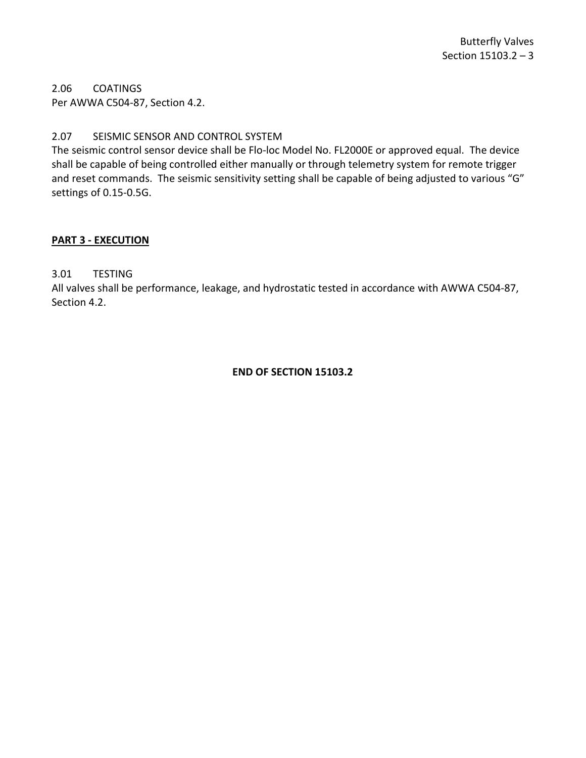2.06 COATINGS

Per AWWA C504-87, Section 4.2.

2.07 SEISMIC SENSOR AND CONTROL SYSTEM

The seismic control sensor device shall be Flo-loc Model No. FL2000E or approved equal. The device shall be capable of being controlled either manually or through telemetry system for remote trigger and reset commands. The seismic sensitivity setting shall be capable of being adjusted to various "G" settings of 0.15-0.5G.

## PART 3 - EXECUTION

3.01 TESTING

All valves shall be performance, leakage, and hydrostatic tested in accordance with AWWA C504-87, Section 4.2.

**END OF SECTION 15103.2**